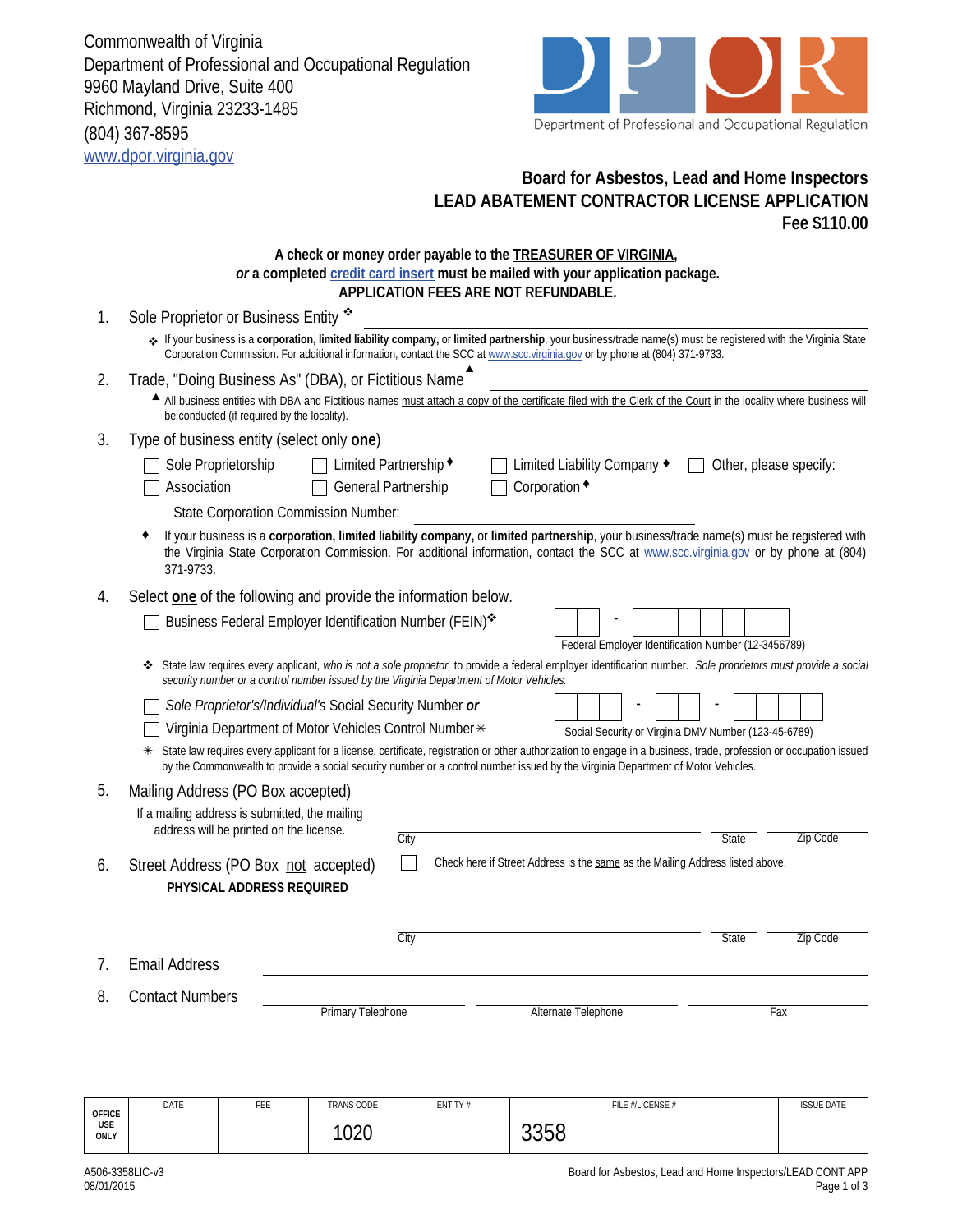Commonwealth of Virginia
Department of Professional and Occupational Regulation
9960 Mayland Drive, Suite 400
Richmond, Virginia 23233-1485
(804) 367-8595
www.dpor.virginia.gov

Department of Professional and Occupational Regulation

## Board for Asbestos, Lead and Home Inspectors
## LEAD ABATEMENT CONTRACTOR LICENSE APPLICATION
**Fee $110.00**

**A check or money order payable to the TREASURER OF VIRGINIA,**
***or* a completed credit card insert must be mailed with your application package.**
**APPLICATION FEES ARE NOT REFUNDABLE.**

1. Sole Proprietor or Business Entity ❖ ______________________________
   - ❖ If your business is a **corporation, limited liability company,** or **limited partnership**, your business/trade name(s) must be registered with the Virginia State Corporation Commission. For additional information, contact the SCC at www.scc.virginia.gov or by phone at (804) 371-9733.

2. Trade, "Doing Business As" (DBA), or Fictitious Name ▲ ______________________________
   - ▲ All business entities with DBA and Fictitious names must attach a copy of the certificate filed with the Clerk of the Court in the locality where business will be conducted (if required by the locality).

3. Type of business entity (select only **one**)
   - ☐ Sole Proprietorship ☐ Limited Partnership ♦ ☐ Limited Liability Company ♦ ☐ Other, please specify: __________
   - ☐ Association ☐ General Partnership ☐ Corporation ♦

   State Corporation Commission Number: ______________________________
   - ♦ If your business is a **corporation, limited liability company,** or **limited partnership**, your business/trade name(s) must be registered with the Virginia State Corporation Commission. For additional information, contact the SCC at www.scc.virginia.gov or by phone at (804) 371-9733.

4. Select **one** of the following and provide the information below.
   - ☐ Business Federal Employer Identification Number (FEIN)❖ ☐☐ - ☐☐☐☐☐☐☐
     Federal Employer Identification Number (12-3456789)
   - ❖ State law requires every applicant, *who is not a sole proprietor,* to provide a federal employer identification number. *Sole proprietors must provide a social security number or a control number issued by the Virginia Department of Motor Vehicles.*
   - ☐ *Sole Proprietor's/Individual's* Social Security Number ***or***
   - ☐ Virginia Department of Motor Vehicles Control Number ✳ ☐☐☐ - ☐☐ - ☐☐☐☐
     Social Security or Virginia DMV Number (123-45-6789)
   - ✳ State law requires every applicant for a license, certificate, registration or other authorization to engage in a business, trade, profession or occupation issued by the Commonwealth to provide a social security number or a control number issued by the Virginia Department of Motor Vehicles.

5. Mailing Address (PO Box accepted) ______________________________
   If a mailing address is submitted, the mailing address will be printed on the license.
   City __________ State ____ Zip Code ______

6. Street Address (PO Box not accepted) ☐ Check here if Street Address is the same as the Mailing Address listed above.
   **PHYSICAL ADDRESS REQUIRED**
   ______________________________
   City __________ State ____ Zip Code ______

7. Email Address ______________________________

8. Contact Numbers __________ Primary Telephone __________ Alternate Telephone __________ Fax

| OFFICE USE ONLY | DATE | FEE | TRANS CODE | ENTITY # | FILE #/LICENSE # | ISSUE DATE |
|---|---|---|---|---|---|---|
| | | | 1020 | | 3358 | |

A506-3358LIC-v3
08/01/2015

Board for Asbestos, Lead and Home Inspectors/LEAD CONT APP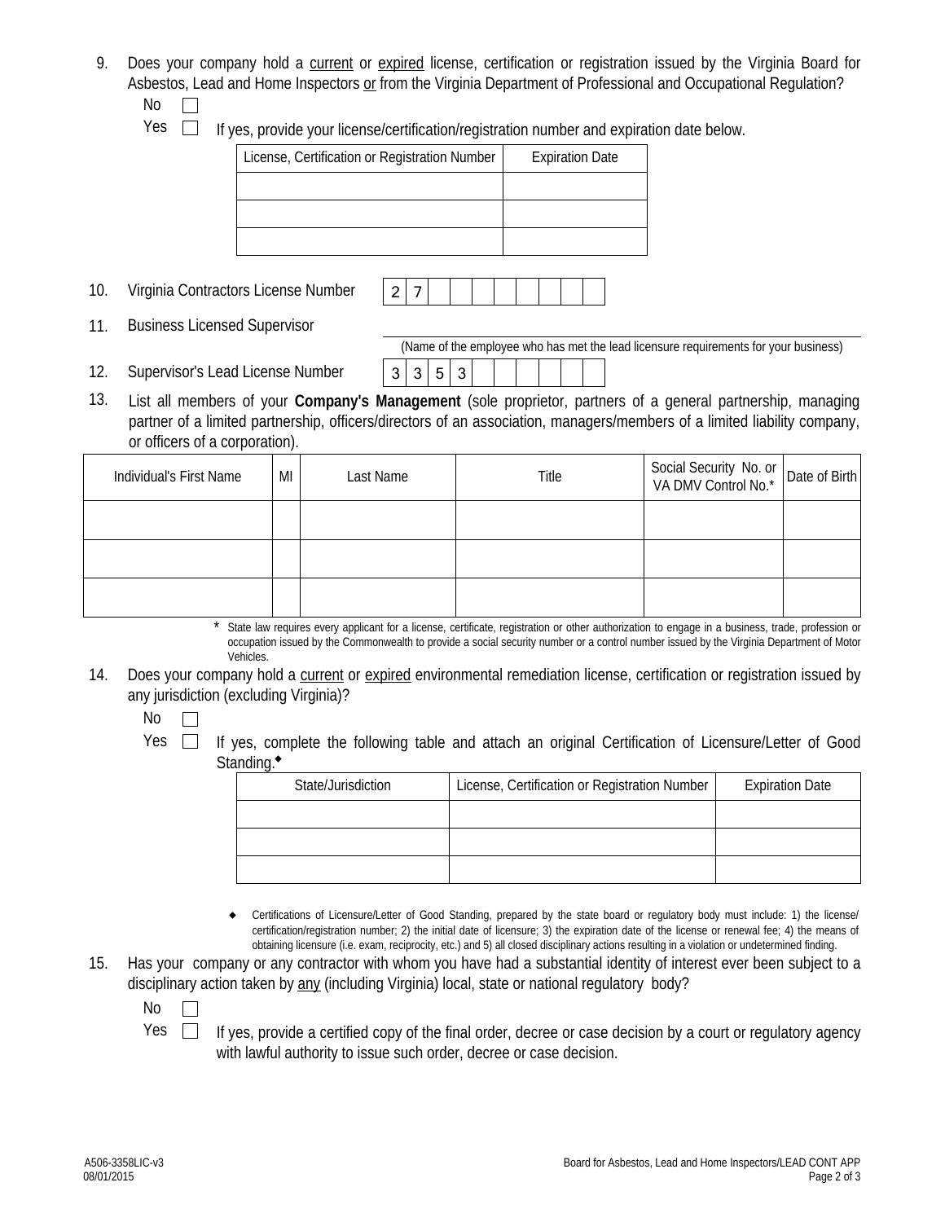9. Does your company hold a <u>current</u> or <u>expired</u> license, certification or registration issued by the Virginia Board for Asbestos, Lead and Home Inspectors <u>or</u> from the Virginia Department of Professional and Occupational Regulation?

   No ☐

   Yes ☐ If yes, provide your license/certification/registration number and expiration date below.

| License, Certification or Registration Number | Expiration Date |
|---|---|
| | |
| | |
| | |

10. Virginia Contractors License Number | 2 | 7 | | | | | | | | |

11. Business Licensed Supervisor ______________________________

    (Name of the employee who has met the lead licensure requirements for your business)

12. Supervisor's Lead License Number | 3 | 3 | 5 | 3 | | | | | | |

13. List all members of your **Company's Management** (sole proprietor, partners of a general partnership, managing partner of a limited partnership, officers/directors of an association, managers/members of a limited liability company, or officers of a corporation).

| Individual's First Name | MI | Last Name | Title | Social Security No. or VA DMV Control No.* | Date of Birth |
|---|---|---|---|---|---|
| | | | | | |
| | | | | | |
| | | | | | |

\* State law requires every applicant for a license, certificate, registration or other authorization to engage in a business, trade, profession or occupation issued by the Commonwealth to provide a social security number or a control number issued by the Virginia Department of Motor Vehicles.

14. Does your company hold a <u>current</u> or <u>expired</u> environmental remediation license, certification or registration issued by any jurisdiction (excluding Virginia)?

    No ☐

    Yes ☐ If yes, complete the following table and attach an original Certification of Licensure/Letter of Good Standing.◆

| State/Jurisdiction | License, Certification or Registration Number | Expiration Date |
|---|---|---|
| | | |
| | | |
| | | |

◆ Certifications of Licensure/Letter of Good Standing, prepared by the state board or regulatory body must include: 1) the license/certification/registration number; 2) the initial date of licensure; 3) the expiration date of the license or renewal fee; 4) the means of obtaining licensure (i.e. exam, reciprocity, etc.) and 5) all closed disciplinary actions resulting in a violation or undetermined finding.

15. Has your company or any contractor with whom you have had a substantial identity of interest ever been subject to a disciplinary action taken by <u>any</u> (including Virginia) local, state or national regulatory body?

    No ☐

    Yes ☐ If yes, provide a certified copy of the final order, decree or case decision by a court or regulatory agency with lawful authority to issue such order, decree or case decision.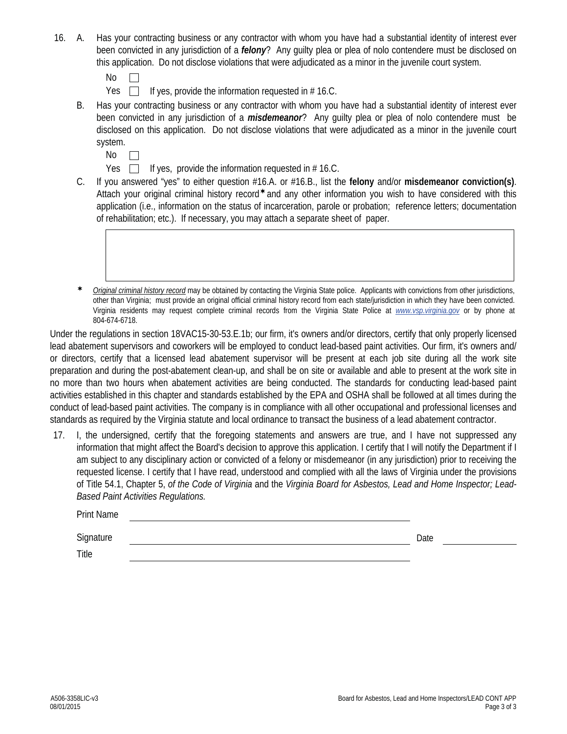16. A. Has your contracting business or any contractor with whom you have had a substantial identity of interest ever been convicted in any jurisdiction of a ***felony***? Any guilty plea or plea of nolo contendere must be disclosed on this application. Do not disclose violations that were adjudicated as a minor in the juvenile court system.

   No ☐

   Yes ☐ If yes, provide the information requested in # 16.C.

   B. Has your contracting business or any contractor with whom you have had a substantial identity of interest ever been convicted in any jurisdiction of a ***misdemeanor***? Any guilty plea or plea of nolo contendere must be disclosed on this application. Do not disclose violations that were adjudicated as a minor in the juvenile court system.

   No ☐

   Yes ☐ If yes, provide the information requested in # 16.C.

   C. If you answered "yes" to either question #16.A. or #16.B., list the **felony** and/or **misdemeanor conviction(s)**. Attach your original criminal history record* and any other information you wish to have considered with this application (i.e., information on the status of incarceration, parole or probation; reference letters; documentation of rehabilitation; etc.). If necessary, you may attach a separate sheet of paper.

   | |
   |---|
   | |

   \* *Original criminal history record* may be obtained by contacting the Virginia State police. Applicants with convictions from other jurisdictions, other than Virginia; must provide an original official criminal history record from each state/jurisdiction in which they have been convicted. Virginia residents may request complete criminal records from the Virginia State Police at www.vsp.virginia.gov or by phone at 804-674-6718.

Under the regulations in section 18VAC15-30-53.E.1b; our firm, it's owners and/or directors, certify that only properly licensed lead abatement supervisors and coworkers will be employed to conduct lead-based paint activities. Our firm, it's owners and/ or directors, certify that a licensed lead abatement supervisor will be present at each job site during all the work site preparation and during the post-abatement clean-up, and shall be on site or available and able to present at the work site in no more than two hours when abatement activities are being conducted. The standards for conducting lead-based paint activities established in this chapter and standards established by the EPA and OSHA shall be followed at all times during the conduct of lead-based paint activities. The company is in compliance with all other occupational and professional licenses and standards as required by the Virginia statute and local ordinance to transact the business of a lead abatement contractor.

17. I, the undersigned, certify that the foregoing statements and answers are true, and I have not suppressed any information that might affect the Board's decision to approve this application. I certify that I will notify the Department if I am subject to any disciplinary action or convicted of a felony or misdemeanor (in any jurisdiction) prior to receiving the requested license. I certify that I have read, understood and complied with all the laws of Virginia under the provisions of Title 54.1, Chapter 5, *of the Code of Virginia* and the *Virginia Board for Asbestos, Lead and Home Inspector; Lead-Based Paint Activities Regulations.*

   Print Name ______________________________

   Signature ______________________________ Date ______________

   Title ______________________________

A506-3358LIC-v3
08/01/2015

Board for Asbestos, Lead and Home Inspectors/LEAD CONT APP